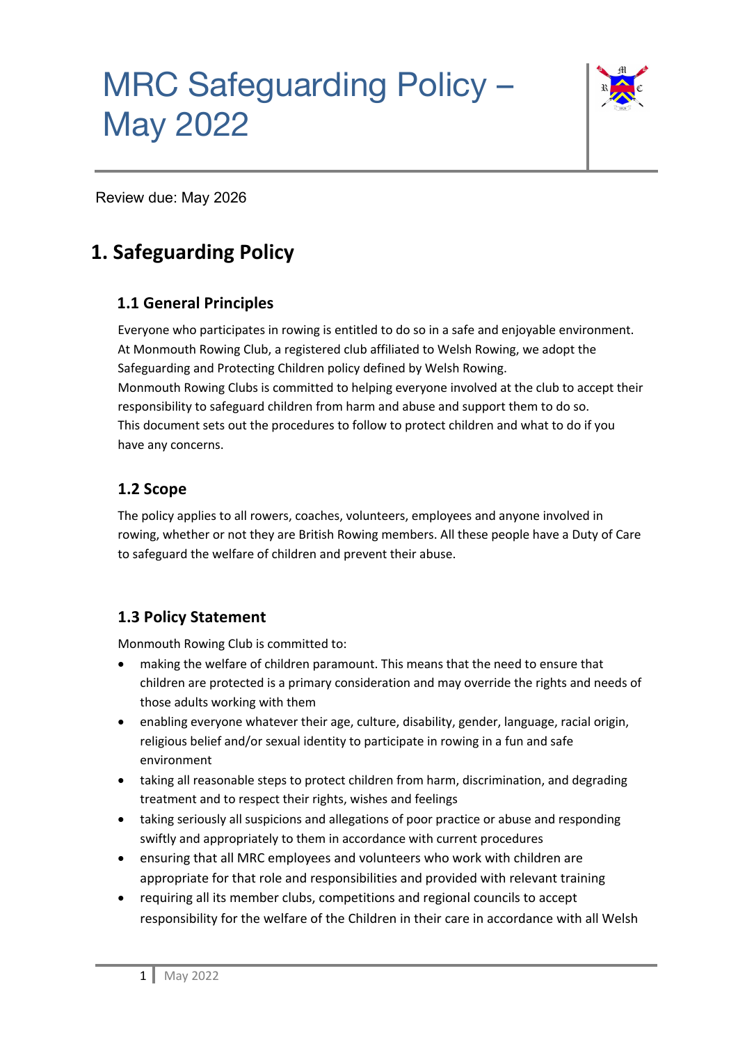# MRC Safeguarding Policy – May 2022

Review due: May 2026

# 1. Safeguarding Policy

## 1.1 General Principles

Everyone who participates in rowing is entitled to do so in a safe and enjoyable environment. At Monmouth Rowing Club, a registered club affiliated to Welsh Rowing, we adopt the Safeguarding and Protecting Children policy defined by Welsh Rowing.
Monmouth Rowing Clubs is committed to helping everyone involved at the club to accept their responsibility to safeguard children from harm and abuse and support them to do so.
This document sets out the procedures to follow to protect children and what to do if you have any concerns.

## 1.2 Scope

The policy applies to all rowers, coaches, volunteers, employees and anyone involved in rowing, whether or not they are British Rowing members. All these people have a Duty of Care to safeguard the welfare of children and prevent their abuse.

## 1.3 Policy Statement

Monmouth Rowing Club is committed to:

- making the welfare of children paramount. This means that the need to ensure that children are protected is a primary consideration and may override the rights and needs of those adults working with them
- enabling everyone whatever their age, culture, disability, gender, language, racial origin, religious belief and/or sexual identity to participate in rowing in a fun and safe environment
- taking all reasonable steps to protect children from harm, discrimination, and degrading treatment and to respect their rights, wishes and feelings
- taking seriously all suspicions and allegations of poor practice or abuse and responding swiftly and appropriately to them in accordance with current procedures
- ensuring that all MRC employees and volunteers who work with children are appropriate for that role and responsibilities and provided with relevant training
- requiring all its member clubs, competitions and regional councils to accept responsibility for the welfare of the Children in their care in accordance with all Welsh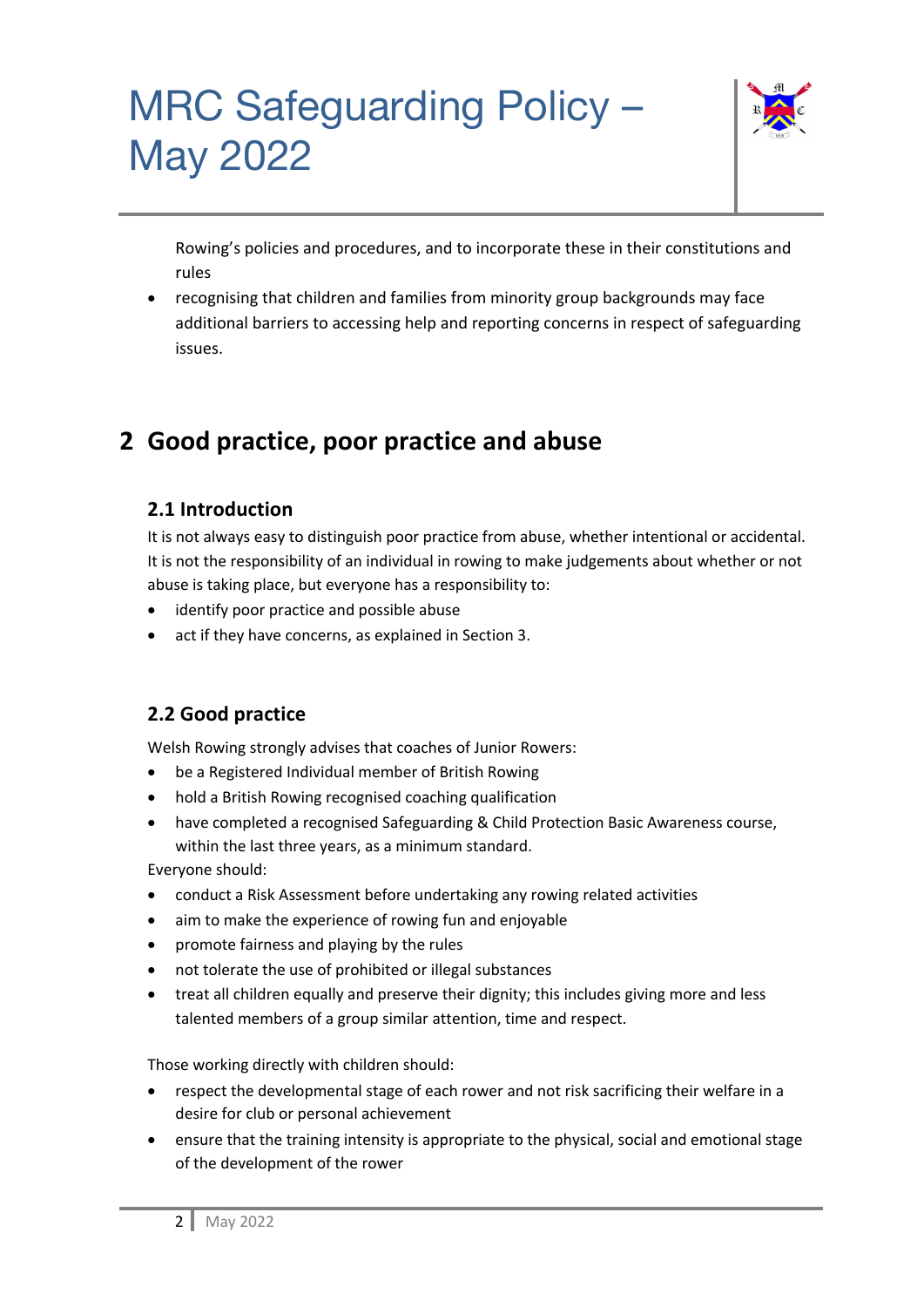Rowing's policies and procedures, and to incorporate these in their constitutions and rules

- recognising that children and families from minority group backgrounds may face additional barriers to accessing help and reporting concerns in respect of safeguarding issues.

## 2 Good practice, poor practice and abuse

### 2.1 Introduction

It is not always easy to distinguish poor practice from abuse, whether intentional or accidental. It is not the responsibility of an individual in rowing to make judgements about whether or not abuse is taking place, but everyone has a responsibility to:

- identify poor practice and possible abuse
- act if they have concerns, as explained in Section 3.

### 2.2 Good practice

Welsh Rowing strongly advises that coaches of Junior Rowers:

- be a Registered Individual member of British Rowing
- hold a British Rowing recognised coaching qualification
- have completed a recognised Safeguarding & Child Protection Basic Awareness course, within the last three years, as a minimum standard.

Everyone should:

- conduct a Risk Assessment before undertaking any rowing related activities
- aim to make the experience of rowing fun and enjoyable
- promote fairness and playing by the rules
- not tolerate the use of prohibited or illegal substances
- treat all children equally and preserve their dignity; this includes giving more and less talented members of a group similar attention, time and respect.

Those working directly with children should:

- respect the developmental stage of each rower and not risk sacrificing their welfare in a desire for club or personal achievement
- ensure that the training intensity is appropriate to the physical, social and emotional stage of the development of the rower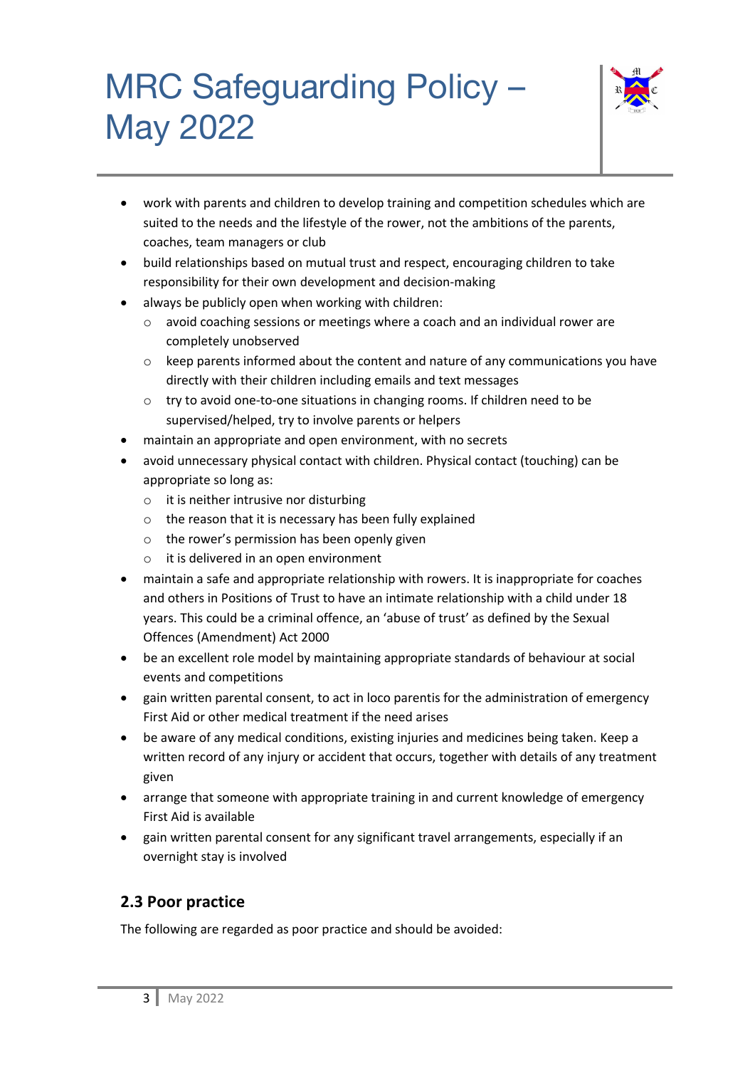- work with parents and children to develop training and competition schedules which are suited to the needs and the lifestyle of the rower, not the ambitions of the parents, coaches, team managers or club
- build relationships based on mutual trust and respect, encouraging children to take responsibility for their own development and decision-making
- always be publicly open when working with children:
  - avoid coaching sessions or meetings where a coach and an individual rower are completely unobserved
  - keep parents informed about the content and nature of any communications you have directly with their children including emails and text messages
  - try to avoid one-to-one situations in changing rooms. If children need to be supervised/helped, try to involve parents or helpers
- maintain an appropriate and open environment, with no secrets
- avoid unnecessary physical contact with children. Physical contact (touching) can be appropriate so long as:
  - it is neither intrusive nor disturbing
  - the reason that it is necessary has been fully explained
  - the rower's permission has been openly given
  - it is delivered in an open environment
- maintain a safe and appropriate relationship with rowers. It is inappropriate for coaches and others in Positions of Trust to have an intimate relationship with a child under 18 years. This could be a criminal offence, an 'abuse of trust' as defined by the Sexual Offences (Amendment) Act 2000
- be an excellent role model by maintaining appropriate standards of behaviour at social events and competitions
- gain written parental consent, to act in loco parentis for the administration of emergency First Aid or other medical treatment if the need arises
- be aware of any medical conditions, existing injuries and medicines being taken. Keep a written record of any injury or accident that occurs, together with details of any treatment given
- arrange that someone with appropriate training in and current knowledge of emergency First Aid is available
- gain written parental consent for any significant travel arrangements, especially if an overnight stay is involved

## 2.3 Poor practice

The following are regarded as poor practice and should be avoided: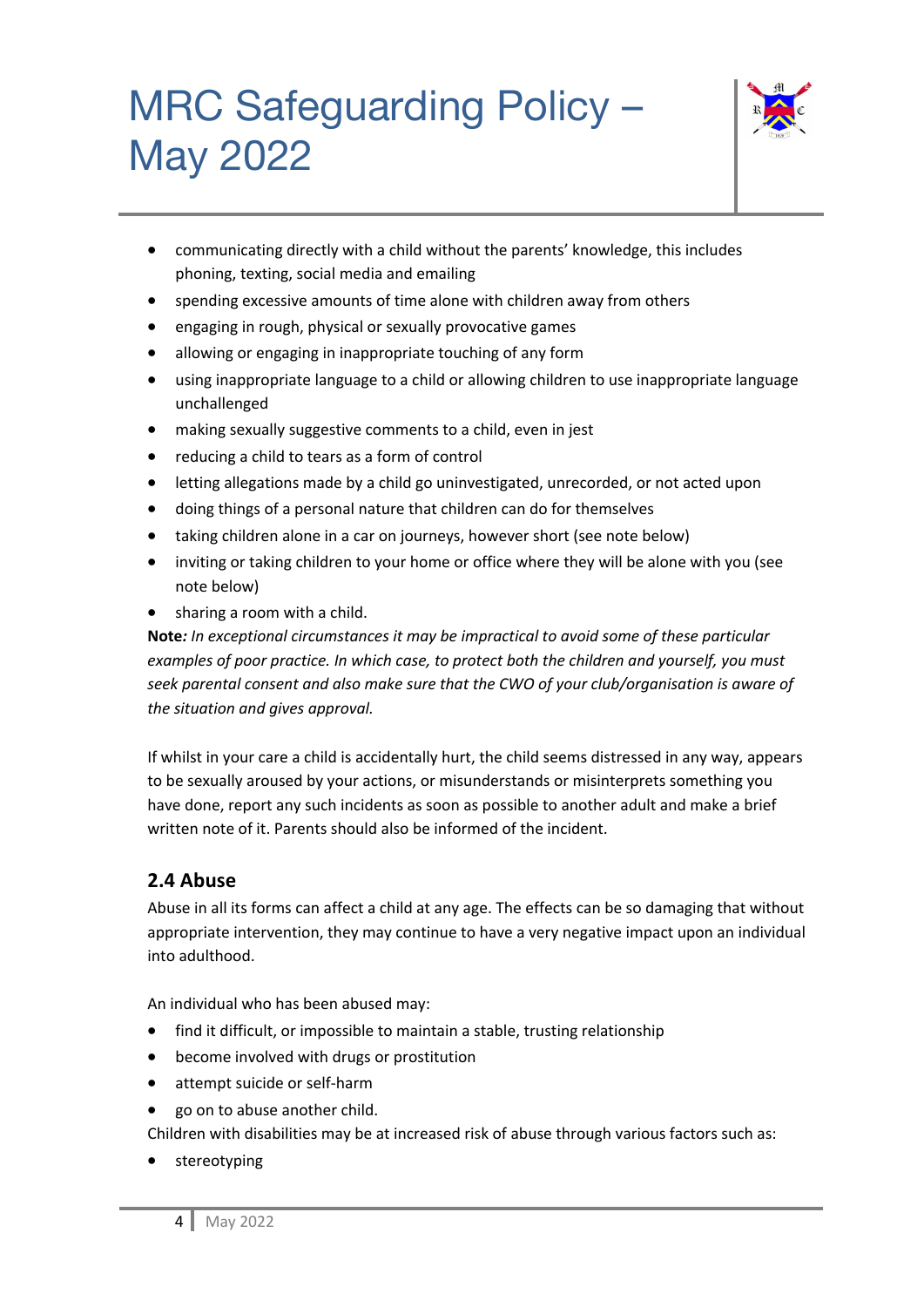- communicating directly with a child without the parents' knowledge, this includes phoning, texting, social media and emailing
- spending excessive amounts of time alone with children away from others
- engaging in rough, physical or sexually provocative games
- allowing or engaging in inappropriate touching of any form
- using inappropriate language to a child or allowing children to use inappropriate language unchallenged
- making sexually suggestive comments to a child, even in jest
- reducing a child to tears as a form of control
- letting allegations made by a child go uninvestigated, unrecorded, or not acted upon
- doing things of a personal nature that children can do for themselves
- taking children alone in a car on journeys, however short (see note below)
- inviting or taking children to your home or office where they will be alone with you (see note below)
- sharing a room with a child.

**Note***: In exceptional circumstances it may be impractical to avoid some of these particular examples of poor practice. In which case, to protect both the children and yourself, you must seek parental consent and also make sure that the CWO of your club/organisation is aware of the situation and gives approval.*

If whilst in your care a child is accidentally hurt, the child seems distressed in any way, appears to be sexually aroused by your actions, or misunderstands or misinterprets something you have done, report any such incidents as soon as possible to another adult and make a brief written note of it. Parents should also be informed of the incident.

## 2.4 Abuse

Abuse in all its forms can affect a child at any age. The effects can be so damaging that without appropriate intervention, they may continue to have a very negative impact upon an individual into adulthood.

An individual who has been abused may:

- find it difficult, or impossible to maintain a stable, trusting relationship
- become involved with drugs or prostitution
- attempt suicide or self-harm
- go on to abuse another child.

Children with disabilities may be at increased risk of abuse through various factors such as:

- stereotyping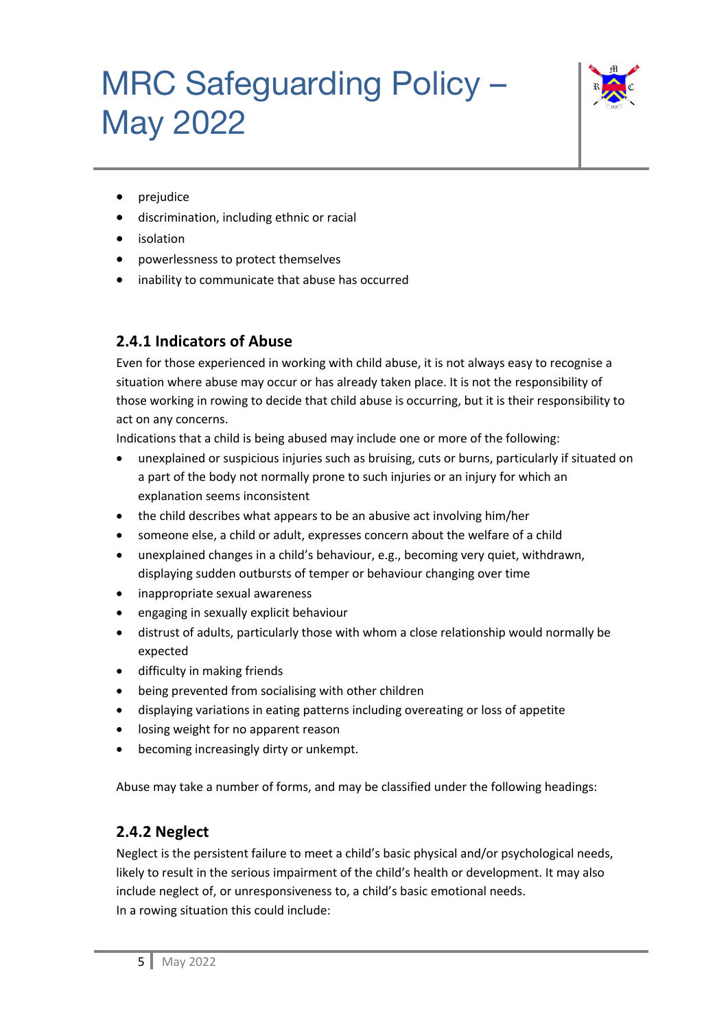- prejudice
- discrimination, including ethnic or racial
- isolation
- powerlessness to protect themselves
- inability to communicate that abuse has occurred

### 2.4.1 Indicators of Abuse

Even for those experienced in working with child abuse, it is not always easy to recognise a situation where abuse may occur or has already taken place. It is not the responsibility of those working in rowing to decide that child abuse is occurring, but it is their responsibility to act on any concerns.

Indications that a child is being abused may include one or more of the following:

- unexplained or suspicious injuries such as bruising, cuts or burns, particularly if situated on a part of the body not normally prone to such injuries or an injury for which an explanation seems inconsistent
- the child describes what appears to be an abusive act involving him/her
- someone else, a child or adult, expresses concern about the welfare of a child
- unexplained changes in a child's behaviour, e.g., becoming very quiet, withdrawn, displaying sudden outbursts of temper or behaviour changing over time
- inappropriate sexual awareness
- engaging in sexually explicit behaviour
- distrust of adults, particularly those with whom a close relationship would normally be expected
- difficulty in making friends
- being prevented from socialising with other children
- displaying variations in eating patterns including overeating or loss of appetite
- losing weight for no apparent reason
- becoming increasingly dirty or unkempt.

Abuse may take a number of forms, and may be classified under the following headings:

### 2.4.2 Neglect

Neglect is the persistent failure to meet a child's basic physical and/or psychological needs, likely to result in the serious impairment of the child's health or development. It may also include neglect of, or unresponsiveness to, a child's basic emotional needs.

In a rowing situation this could include: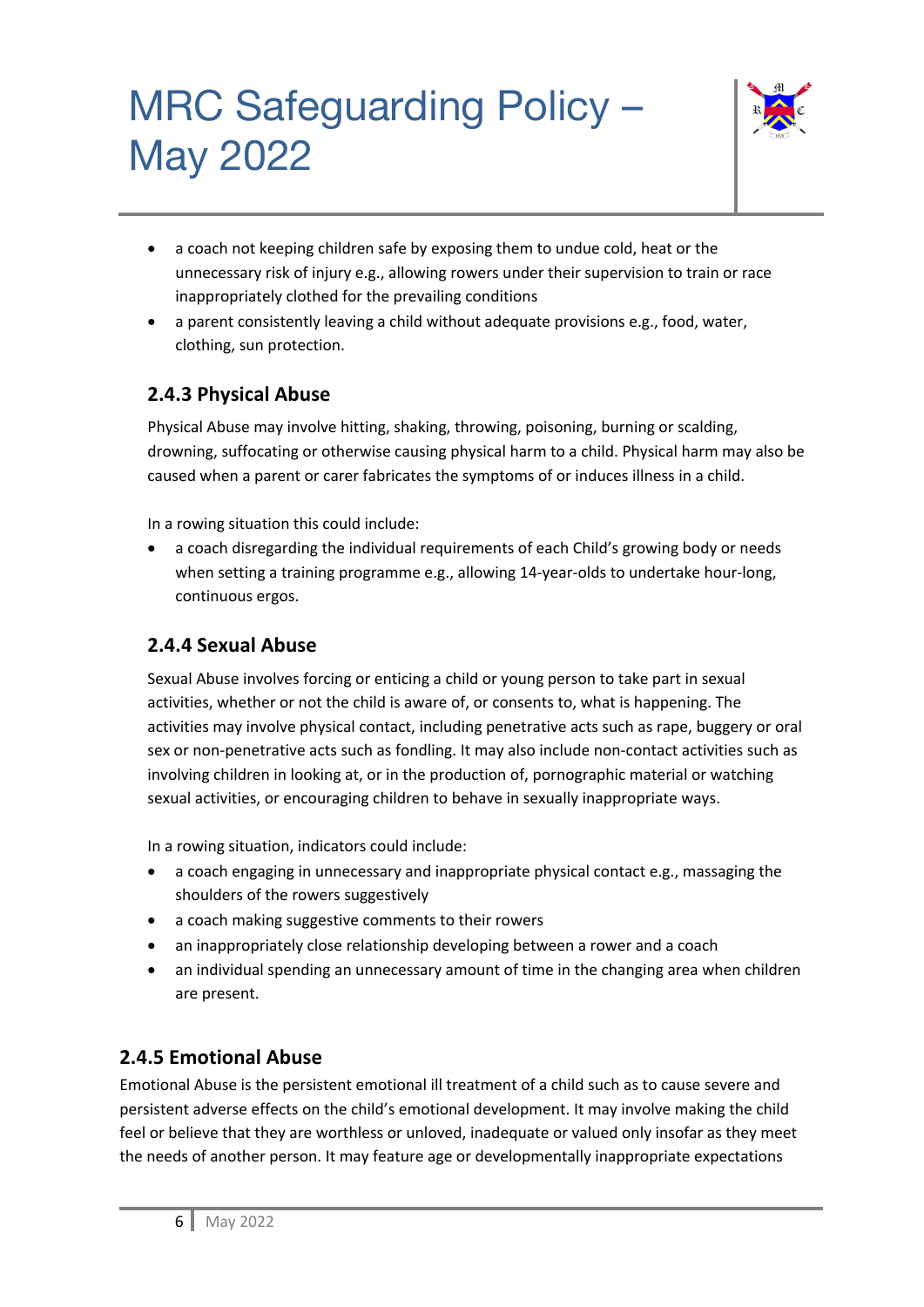- a coach not keeping children safe by exposing them to undue cold, heat or the unnecessary risk of injury e.g., allowing rowers under their supervision to train or race inappropriately clothed for the prevailing conditions
- a parent consistently leaving a child without adequate provisions e.g., food, water, clothing, sun protection.

### 2.4.3 Physical Abuse

Physical Abuse may involve hitting, shaking, throwing, poisoning, burning or scalding, drowning, suffocating or otherwise causing physical harm to a child. Physical harm may also be caused when a parent or carer fabricates the symptoms of or induces illness in a child.

In a rowing situation this could include:

- a coach disregarding the individual requirements of each Child's growing body or needs when setting a training programme e.g., allowing 14-year-olds to undertake hour-long, continuous ergos.

### 2.4.4 Sexual Abuse

Sexual Abuse involves forcing or enticing a child or young person to take part in sexual activities, whether or not the child is aware of, or consents to, what is happening. The activities may involve physical contact, including penetrative acts such as rape, buggery or oral sex or non-penetrative acts such as fondling. It may also include non-contact activities such as involving children in looking at, or in the production of, pornographic material or watching sexual activities, or encouraging children to behave in sexually inappropriate ways.

In a rowing situation, indicators could include:

- a coach engaging in unnecessary and inappropriate physical contact e.g., massaging the shoulders of the rowers suggestively
- a coach making suggestive comments to their rowers
- an inappropriately close relationship developing between a rower and a coach
- an individual spending an unnecessary amount of time in the changing area when children are present.

### 2.4.5 Emotional Abuse

Emotional Abuse is the persistent emotional ill treatment of a child such as to cause severe and persistent adverse effects on the child's emotional development. It may involve making the child feel or believe that they are worthless or unloved, inadequate or valued only insofar as they meet the needs of another person. It may feature age or developmentally inappropriate expectations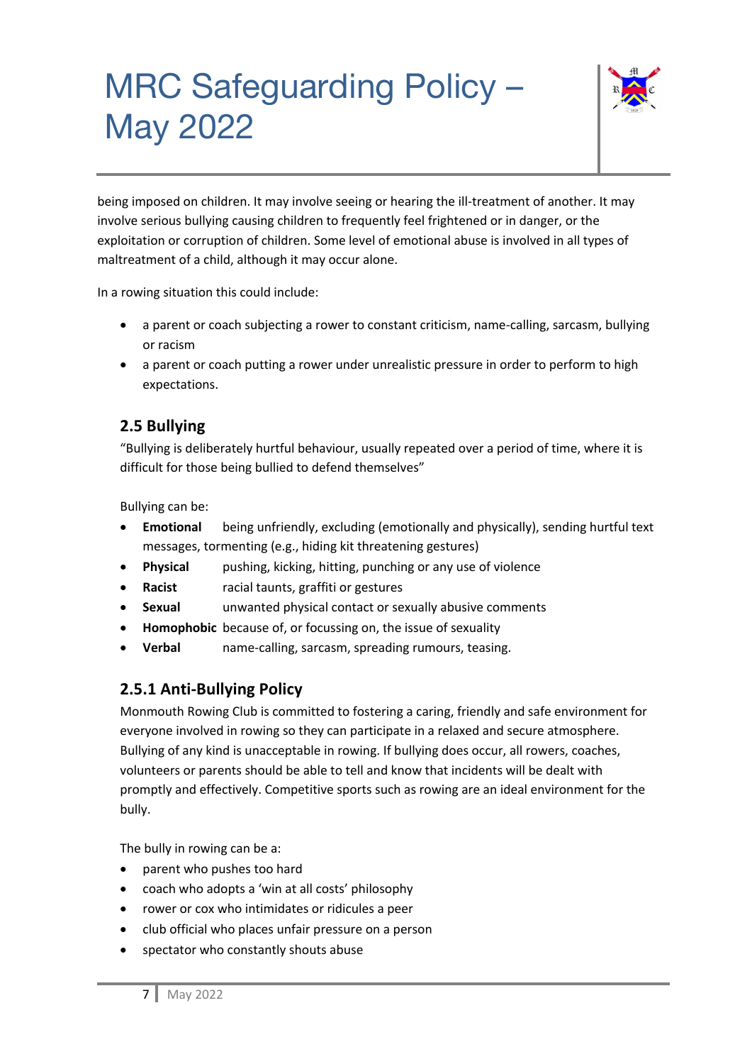being imposed on children. It may involve seeing or hearing the ill-treatment of another. It may involve serious bullying causing children to frequently feel frightened or in danger, or the exploitation or corruption of children. Some level of emotional abuse is involved in all types of maltreatment of a child, although it may occur alone.

In a rowing situation this could include:

- a parent or coach subjecting a rower to constant criticism, name-calling, sarcasm, bullying or racism
- a parent or coach putting a rower under unrealistic pressure in order to perform to high expectations.

## 2.5 Bullying

"Bullying is deliberately hurtful behaviour, usually repeated over a period of time, where it is difficult for those being bullied to defend themselves"

Bullying can be:

- **Emotional** being unfriendly, excluding (emotionally and physically), sending hurtful text messages, tormenting (e.g., hiding kit threatening gestures)
- **Physical** pushing, kicking, hitting, punching or any use of violence
- **Racist** racial taunts, graffiti or gestures
- **Sexual** unwanted physical contact or sexually abusive comments
- **Homophobic** because of, or focussing on, the issue of sexuality
- **Verbal** name-calling, sarcasm, spreading rumours, teasing.

### 2.5.1 Anti-Bullying Policy

Monmouth Rowing Club is committed to fostering a caring, friendly and safe environment for everyone involved in rowing so they can participate in a relaxed and secure atmosphere. Bullying of any kind is unacceptable in rowing. If bullying does occur, all rowers, coaches, volunteers or parents should be able to tell and know that incidents will be dealt with promptly and effectively. Competitive sports such as rowing are an ideal environment for the bully.

The bully in rowing can be a:

- parent who pushes too hard
- coach who adopts a 'win at all costs' philosophy
- rower or cox who intimidates or ridicules a peer
- club official who places unfair pressure on a person
- spectator who constantly shouts abuse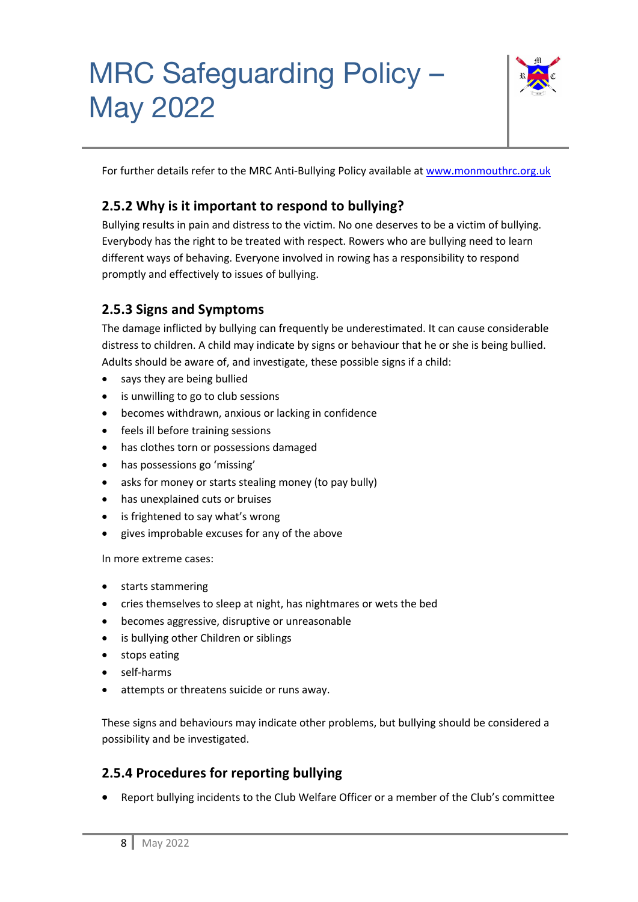For further details refer to the MRC Anti-Bullying Policy available at [www.monmouthrc.org.uk](http://www.monmouthrc.org.uk)

### 2.5.2 Why is it important to respond to bullying?

Bullying results in pain and distress to the victim. No one deserves to be a victim of bullying. Everybody has the right to be treated with respect. Rowers who are bullying need to learn different ways of behaving. Everyone involved in rowing has a responsibility to respond promptly and effectively to issues of bullying.

### 2.5.3 Signs and Symptoms

The damage inflicted by bullying can frequently be underestimated. It can cause considerable distress to children. A child may indicate by signs or behaviour that he or she is being bullied. Adults should be aware of, and investigate, these possible signs if a child:

- says they are being bullied
- is unwilling to go to club sessions
- becomes withdrawn, anxious or lacking in confidence
- feels ill before training sessions
- has clothes torn or possessions damaged
- has possessions go 'missing'
- asks for money or starts stealing money (to pay bully)
- has unexplained cuts or bruises
- is frightened to say what's wrong
- gives improbable excuses for any of the above

In more extreme cases:

- starts stammering
- cries themselves to sleep at night, has nightmares or wets the bed
- becomes aggressive, disruptive or unreasonable
- is bullying other Children or siblings
- stops eating
- self-harms
- attempts or threatens suicide or runs away.

These signs and behaviours may indicate other problems, but bullying should be considered a possibility and be investigated.

### 2.5.4 Procedures for reporting bullying

- Report bullying incidents to the Club Welfare Officer or a member of the Club's committee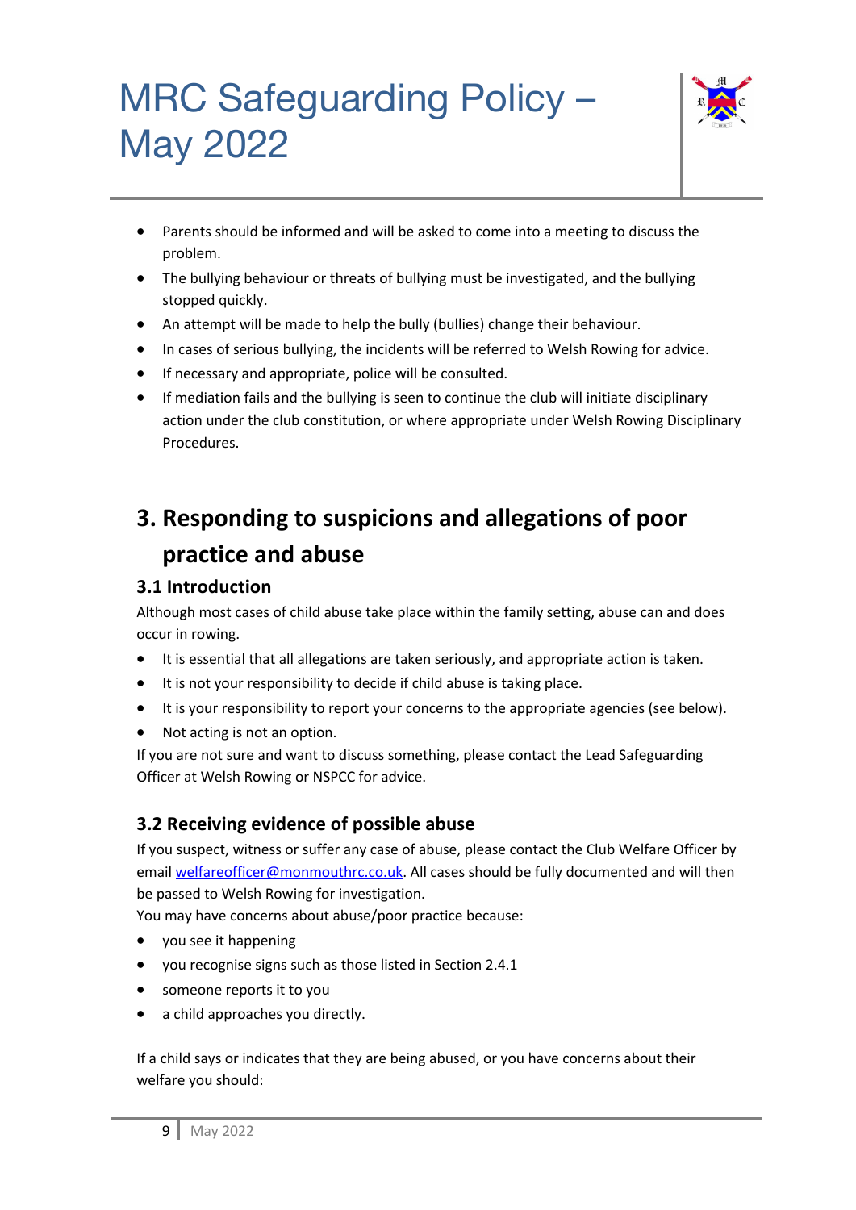- Parents should be informed and will be asked to come into a meeting to discuss the problem.
- The bullying behaviour or threats of bullying must be investigated, and the bullying stopped quickly.
- An attempt will be made to help the bully (bullies) change their behaviour.
- In cases of serious bullying, the incidents will be referred to Welsh Rowing for advice.
- If necessary and appropriate, police will be consulted.
- If mediation fails and the bullying is seen to continue the club will initiate disciplinary action under the club constitution, or where appropriate under Welsh Rowing Disciplinary Procedures.

# 3. Responding to suspicions and allegations of poor practice and abuse

## 3.1 Introduction

Although most cases of child abuse take place within the family setting, abuse can and does occur in rowing.

- It is essential that all allegations are taken seriously, and appropriate action is taken.
- It is not your responsibility to decide if child abuse is taking place.
- It is your responsibility to report your concerns to the appropriate agencies (see below).
- Not acting is not an option.

If you are not sure and want to discuss something, please contact the Lead Safeguarding Officer at Welsh Rowing or NSPCC for advice.

## 3.2 Receiving evidence of possible abuse

If you suspect, witness or suffer any case of abuse, please contact the Club Welfare Officer by email welfareofficer@monmouthrc.co.uk. All cases should be fully documented and will then be passed to Welsh Rowing for investigation.

You may have concerns about abuse/poor practice because:

- you see it happening
- you recognise signs such as those listed in Section 2.4.1
- someone reports it to you
- a child approaches you directly.

If a child says or indicates that they are being abused, or you have concerns about their welfare you should: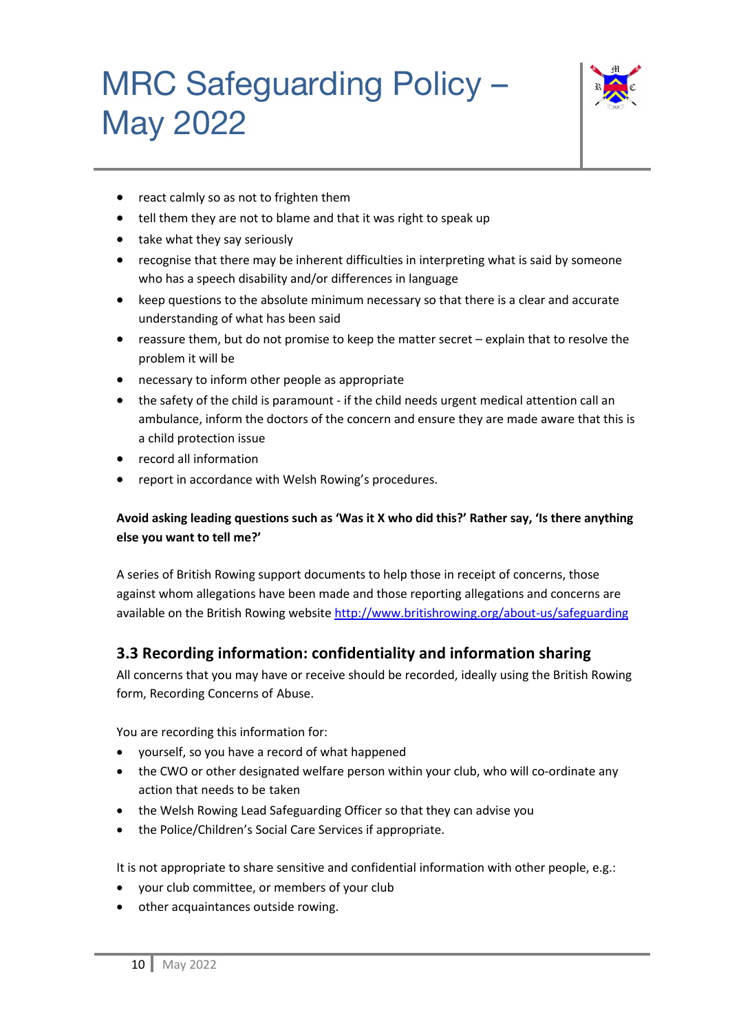- react calmly so as not to frighten them
- tell them they are not to blame and that it was right to speak up
- take what they say seriously
- recognise that there may be inherent difficulties in interpreting what is said by someone who has a speech disability and/or differences in language
- keep questions to the absolute minimum necessary so that there is a clear and accurate understanding of what has been said
- reassure them, but do not promise to keep the matter secret – explain that to resolve the problem it will be
- necessary to inform other people as appropriate
- the safety of the child is paramount - if the child needs urgent medical attention call an ambulance, inform the doctors of the concern and ensure they are made aware that this is a child protection issue
- record all information
- report in accordance with Welsh Rowing's procedures.

**Avoid asking leading questions such as 'Was it X who did this?' Rather say, 'Is there anything else you want to tell me?'**

A series of British Rowing support documents to help those in receipt of concerns, those against whom allegations have been made and those reporting allegations and concerns are available on the British Rowing website http://www.britishrowing.org/about-us/safeguarding

## 3.3 Recording information: confidentiality and information sharing

All concerns that you may have or receive should be recorded, ideally using the British Rowing form, Recording Concerns of Abuse.

You are recording this information for:

- yourself, so you have a record of what happened
- the CWO or other designated welfare person within your club, who will co-ordinate any action that needs to be taken
- the Welsh Rowing Lead Safeguarding Officer so that they can advise you
- the Police/Children's Social Care Services if appropriate.

It is not appropriate to share sensitive and confidential information with other people, e.g.:

- your club committee, or members of your club
- other acquaintances outside rowing.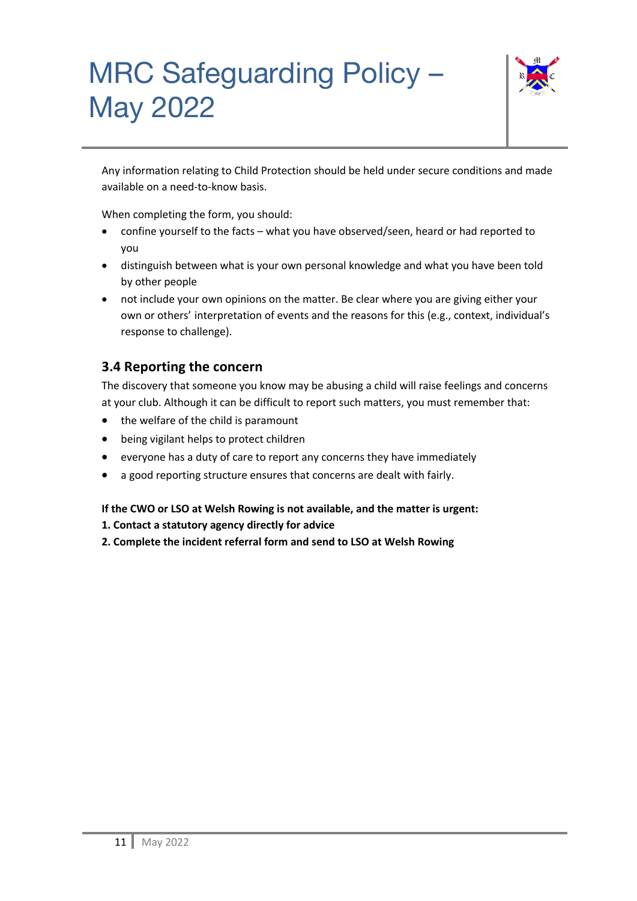Any information relating to Child Protection should be held under secure conditions and made available on a need-to-know basis.

When completing the form, you should:

- confine yourself to the facts – what you have observed/seen, heard or had reported to you
- distinguish between what is your own personal knowledge and what you have been told by other people
- not include your own opinions on the matter. Be clear where you are giving either your own or others' interpretation of events and the reasons for this (e.g., context, individual's response to challenge).

### 3.4 Reporting the concern

The discovery that someone you know may be abusing a child will raise feelings and concerns at your club. Although it can be difficult to report such matters, you must remember that:

- the welfare of the child is paramount
- being vigilant helps to protect children
- everyone has a duty of care to report any concerns they have immediately
- a good reporting structure ensures that concerns are dealt with fairly.

**If the CWO or LSO at Welsh Rowing is not available, and the matter is urgent:**

**1. Contact a statutory agency directly for advice**

**2. Complete the incident referral form and send to LSO at Welsh Rowing**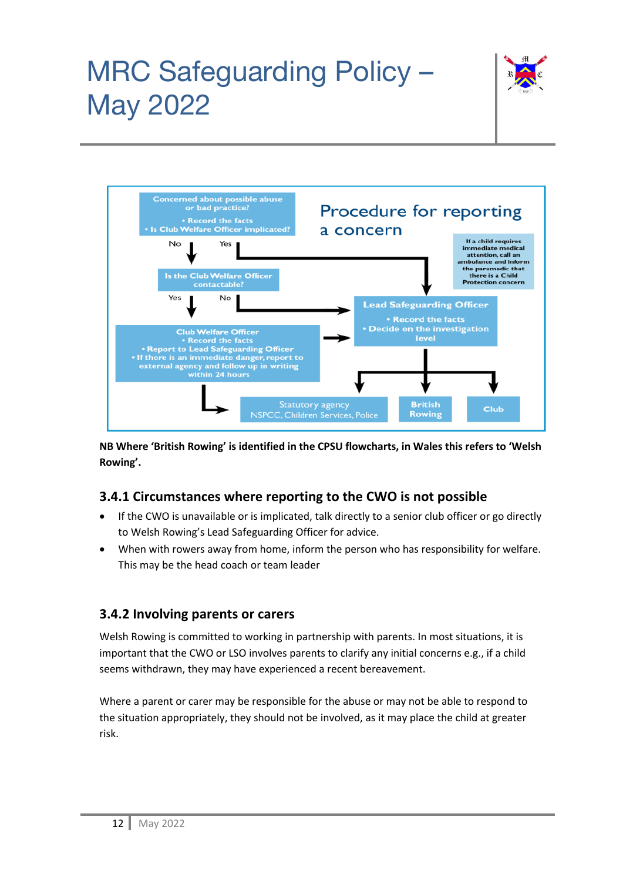Procedure for reporting a concern

Concerned about possible abuse or bad practice?
- Record the facts
- Is Club Welfare Officer implicated?

No → Is the Club Welfare Officer contactable?

Yes → Lead Safeguarding Officer

Is the Club Welfare Officer contactable?
- Yes → Club Welfare Officer
- No → Lead Safeguarding Officer

If a child requires immediate medical attention, call an ambulance and inform the paramedic that there is a Child Protection concern

Club Welfare Officer
- Record the facts
- Report to Lead Safeguarding Officer
- If there is an immediate danger, report to external agency and follow up in writing within 24 hours

Club Welfare Officer → Lead Safeguarding Officer; Club Welfare Officer → Statutory agency

Lead Safeguarding Officer
- Record the facts
- Decide on the investigation level

Lead Safeguarding Officer → Statutory agency (NSPCC, Children Services, Police) / British Rowing / Club

**NB Where 'British Rowing' is identified in the CPSU flowcharts, in Wales this refers to 'Welsh Rowing'.**

### 3.4.1 Circumstances where reporting to the CWO is not possible

- If the CWO is unavailable or is implicated, talk directly to a senior club officer or go directly to Welsh Rowing's Lead Safeguarding Officer for advice.
- When with rowers away from home, inform the person who has responsibility for welfare. This may be the head coach or team leader

### 3.4.2 Involving parents or carers

Welsh Rowing is committed to working in partnership with parents. In most situations, it is important that the CWO or LSO involves parents to clarify any initial concerns e.g., if a child seems withdrawn, they may have experienced a recent bereavement.

Where a parent or carer may be responsible for the abuse or may not be able to respond to the situation appropriately, they should not be involved, as it may place the child at greater risk.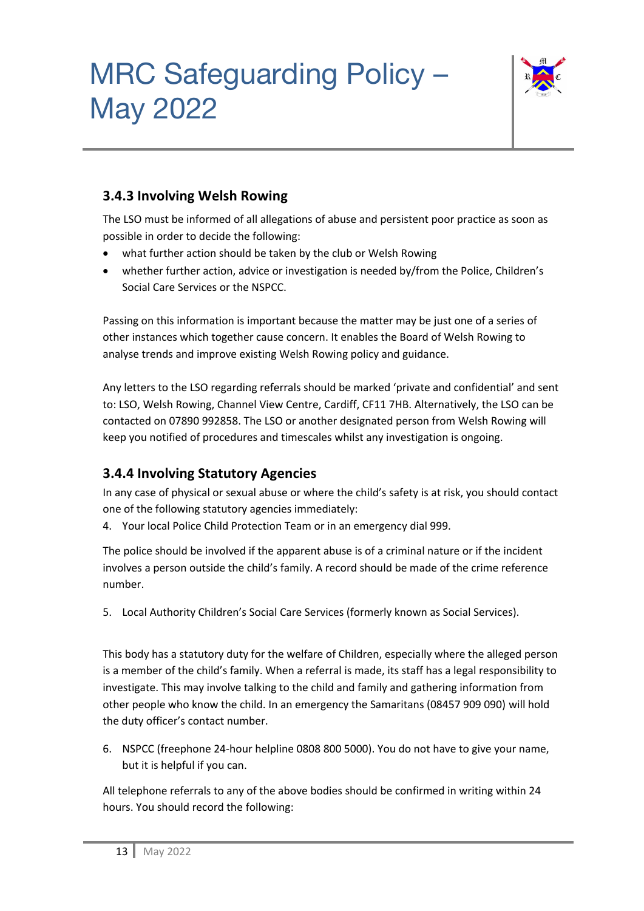### 3.4.3 Involving Welsh Rowing

The LSO must be informed of all allegations of abuse and persistent poor practice as soon as possible in order to decide the following:

- what further action should be taken by the club or Welsh Rowing
- whether further action, advice or investigation is needed by/from the Police, Children's Social Care Services or the NSPCC.

Passing on this information is important because the matter may be just one of a series of other instances which together cause concern. It enables the Board of Welsh Rowing to analyse trends and improve existing Welsh Rowing policy and guidance.

Any letters to the LSO regarding referrals should be marked 'private and confidential' and sent to: LSO, Welsh Rowing, Channel View Centre, Cardiff, CF11 7HB. Alternatively, the LSO can be contacted on 07890 992858. The LSO or another designated person from Welsh Rowing will keep you notified of procedures and timescales whilst any investigation is ongoing.

### 3.4.4 Involving Statutory Agencies

In any case of physical or sexual abuse or where the child's safety is at risk, you should contact one of the following statutory agencies immediately:

4. Your local Police Child Protection Team or in an emergency dial 999.

The police should be involved if the apparent abuse is of a criminal nature or if the incident involves a person outside the child's family. A record should be made of the crime reference number.

5. Local Authority Children's Social Care Services (formerly known as Social Services).

This body has a statutory duty for the welfare of Children, especially where the alleged person is a member of the child's family. When a referral is made, its staff has a legal responsibility to investigate. This may involve talking to the child and family and gathering information from other people who know the child. In an emergency the Samaritans (08457 909 090) will hold the duty officer's contact number.

6. NSPCC (freephone 24-hour helpline 0808 800 5000). You do not have to give your name, but it is helpful if you can.

All telephone referrals to any of the above bodies should be confirmed in writing within 24 hours. You should record the following: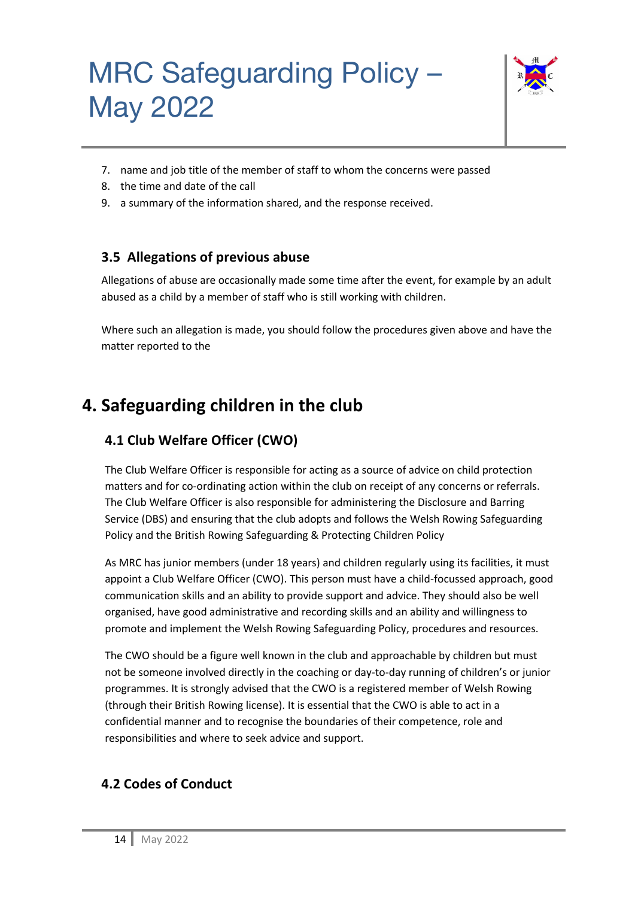7. name and job title of the member of staff to whom the concerns were passed
8. the time and date of the call
9. a summary of the information shared, and the response received.

### 3.5 Allegations of previous abuse

Allegations of abuse are occasionally made some time after the event, for example by an adult abused as a child by a member of staff who is still working with children.

Where such an allegation is made, you should follow the procedures given above and have the matter reported to the

## 4. Safeguarding children in the club

### 4.1 Club Welfare Officer (CWO)

The Club Welfare Officer is responsible for acting as a source of advice on child protection matters and for co-ordinating action within the club on receipt of any concerns or referrals. The Club Welfare Officer is also responsible for administering the Disclosure and Barring Service (DBS) and ensuring that the club adopts and follows the Welsh Rowing Safeguarding Policy and the British Rowing Safeguarding & Protecting Children Policy

As MRC has junior members (under 18 years) and children regularly using its facilities, it must appoint a Club Welfare Officer (CWO). This person must have a child-focussed approach, good communication skills and an ability to provide support and advice. They should also be well organised, have good administrative and recording skills and an ability and willingness to promote and implement the Welsh Rowing Safeguarding Policy, procedures and resources.

The CWO should be a figure well known in the club and approachable by children but must not be someone involved directly in the coaching or day-to-day running of children's or junior programmes. It is strongly advised that the CWO is a registered member of Welsh Rowing (through their British Rowing license). It is essential that the CWO is able to act in a confidential manner and to recognise the boundaries of their competence, role and responsibilities and where to seek advice and support.

### 4.2 Codes of Conduct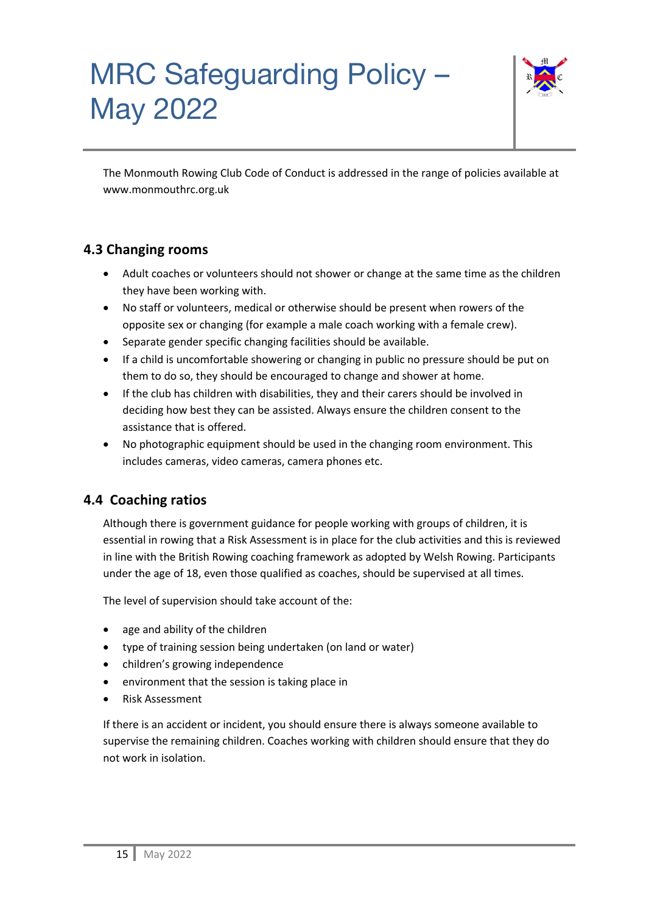The Monmouth Rowing Club Code of Conduct is addressed in the range of policies available at www.monmouthrc.org.uk

### 4.3 Changing rooms

- Adult coaches or volunteers should not shower or change at the same time as the children they have been working with.
- No staff or volunteers, medical or otherwise should be present when rowers of the opposite sex or changing (for example a male coach working with a female crew).
- Separate gender specific changing facilities should be available.
- If a child is uncomfortable showering or changing in public no pressure should be put on them to do so, they should be encouraged to change and shower at home.
- If the club has children with disabilities, they and their carers should be involved in deciding how best they can be assisted. Always ensure the children consent to the assistance that is offered.
- No photographic equipment should be used in the changing room environment. This includes cameras, video cameras, camera phones etc.

### 4.4 Coaching ratios

Although there is government guidance for people working with groups of children, it is essential in rowing that a Risk Assessment is in place for the club activities and this is reviewed in line with the British Rowing coaching framework as adopted by Welsh Rowing. Participants under the age of 18, even those qualified as coaches, should be supervised at all times.

The level of supervision should take account of the:

- age and ability of the children
- type of training session being undertaken (on land or water)
- children's growing independence
- environment that the session is taking place in
- Risk Assessment

If there is an accident or incident, you should ensure there is always someone available to supervise the remaining children. Coaches working with children should ensure that they do not work in isolation.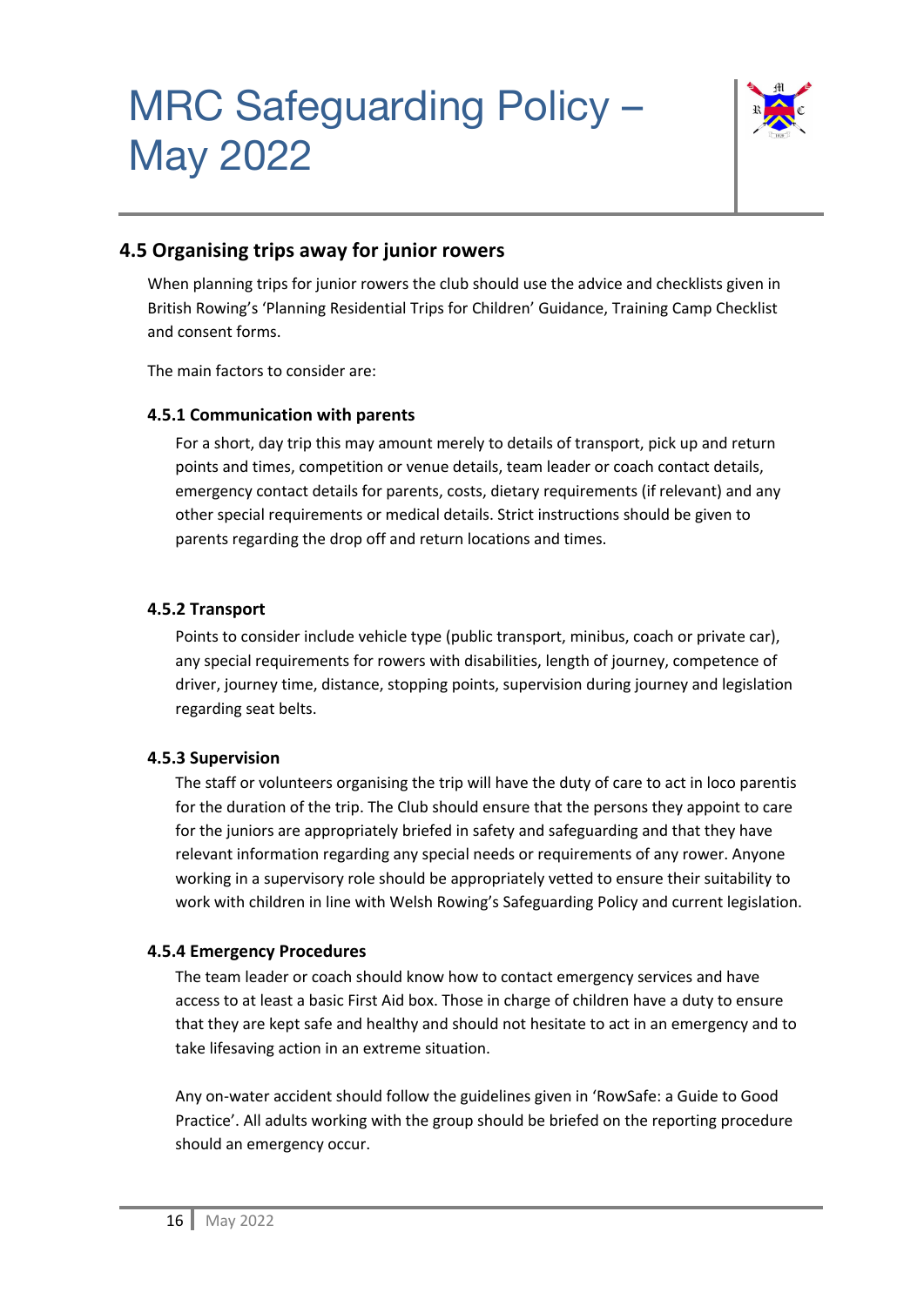## 4.5 Organising trips away for junior rowers

When planning trips for junior rowers the club should use the advice and checklists given in British Rowing's 'Planning Residential Trips for Children' Guidance, Training Camp Checklist and consent forms.

The main factors to consider are:

### 4.5.1 Communication with parents

For a short, day trip this may amount merely to details of transport, pick up and return points and times, competition or venue details, team leader or coach contact details, emergency contact details for parents, costs, dietary requirements (if relevant) and any other special requirements or medical details. Strict instructions should be given to parents regarding the drop off and return locations and times.

### 4.5.2 Transport

Points to consider include vehicle type (public transport, minibus, coach or private car), any special requirements for rowers with disabilities, length of journey, competence of driver, journey time, distance, stopping points, supervision during journey and legislation regarding seat belts.

### 4.5.3 Supervision

The staff or volunteers organising the trip will have the duty of care to act in loco parentis for the duration of the trip. The Club should ensure that the persons they appoint to care for the juniors are appropriately briefed in safety and safeguarding and that they have relevant information regarding any special needs or requirements of any rower. Anyone working in a supervisory role should be appropriately vetted to ensure their suitability to work with children in line with Welsh Rowing's Safeguarding Policy and current legislation.

### 4.5.4 Emergency Procedures

The team leader or coach should know how to contact emergency services and have access to at least a basic First Aid box. Those in charge of children have a duty to ensure that they are kept safe and healthy and should not hesitate to act in an emergency and to take lifesaving action in an extreme situation.

Any on-water accident should follow the guidelines given in 'RowSafe: a Guide to Good Practice'. All adults working with the group should be briefed on the reporting procedure should an emergency occur.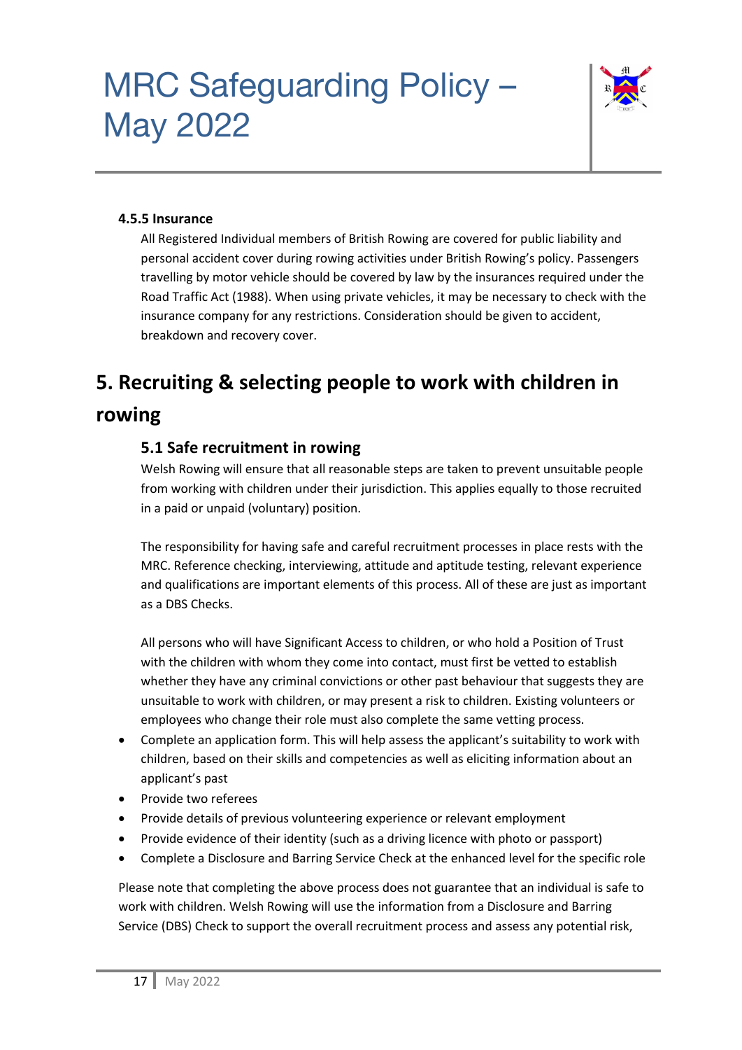#### 4.5.5 Insurance

All Registered Individual members of British Rowing are covered for public liability and personal accident cover during rowing activities under British Rowing's policy. Passengers travelling by motor vehicle should be covered by law by the insurances required under the Road Traffic Act (1988). When using private vehicles, it may be necessary to check with the insurance company for any restrictions. Consideration should be given to accident, breakdown and recovery cover.

## 5. Recruiting & selecting people to work with children in rowing

### 5.1 Safe recruitment in rowing

Welsh Rowing will ensure that all reasonable steps are taken to prevent unsuitable people from working with children under their jurisdiction. This applies equally to those recruited in a paid or unpaid (voluntary) position.

The responsibility for having safe and careful recruitment processes in place rests with the MRC. Reference checking, interviewing, attitude and aptitude testing, relevant experience and qualifications are important elements of this process. All of these are just as important as a DBS Checks.

All persons who will have Significant Access to children, or who hold a Position of Trust with the children with whom they come into contact, must first be vetted to establish whether they have any criminal convictions or other past behaviour that suggests they are unsuitable to work with children, or may present a risk to children. Existing volunteers or employees who change their role must also complete the same vetting process.

- Complete an application form. This will help assess the applicant's suitability to work with children, based on their skills and competencies as well as eliciting information about an applicant's past
- Provide two referees
- Provide details of previous volunteering experience or relevant employment
- Provide evidence of their identity (such as a driving licence with photo or passport)
- Complete a Disclosure and Barring Service Check at the enhanced level for the specific role

Please note that completing the above process does not guarantee that an individual is safe to work with children. Welsh Rowing will use the information from a Disclosure and Barring Service (DBS) Check to support the overall recruitment process and assess any potential risk,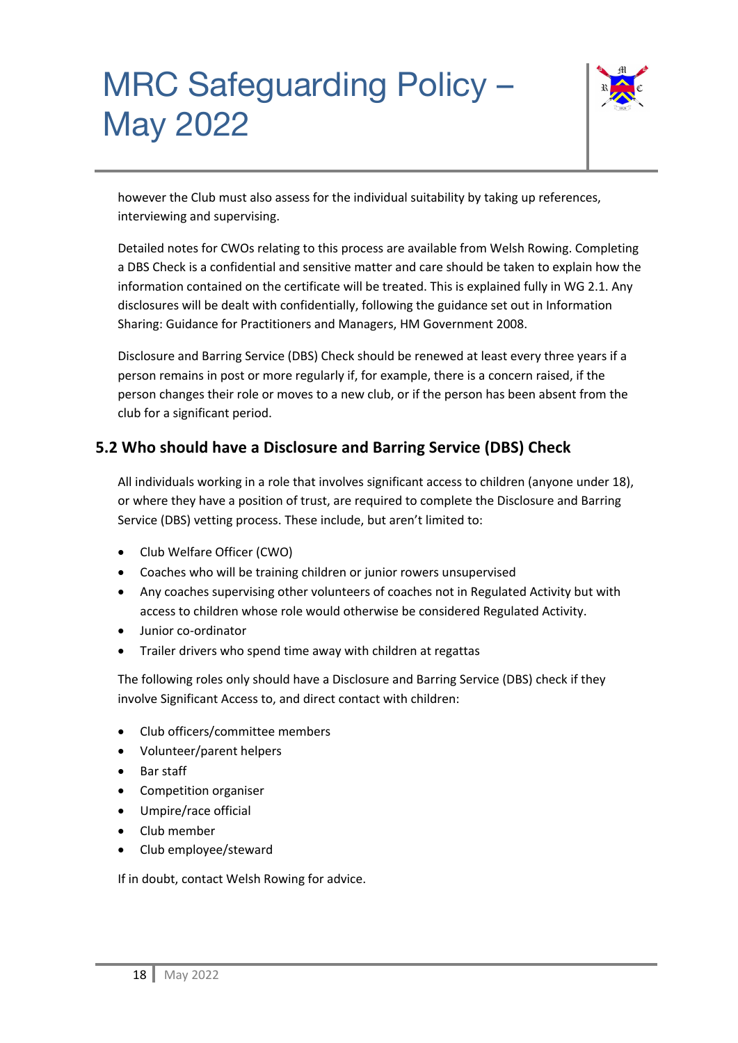however the Club must also assess for the individual suitability by taking up references, interviewing and supervising.

Detailed notes for CWOs relating to this process are available from Welsh Rowing. Completing a DBS Check is a confidential and sensitive matter and care should be taken to explain how the information contained on the certificate will be treated. This is explained fully in WG 2.1. Any disclosures will be dealt with confidentially, following the guidance set out in Information Sharing: Guidance for Practitioners and Managers, HM Government 2008.

Disclosure and Barring Service (DBS) Check should be renewed at least every three years if a person remains in post or more regularly if, for example, there is a concern raised, if the person changes their role or moves to a new club, or if the person has been absent from the club for a significant period.

## 5.2 Who should have a Disclosure and Barring Service (DBS) Check

All individuals working in a role that involves significant access to children (anyone under 18), or where they have a position of trust, are required to complete the Disclosure and Barring Service (DBS) vetting process. These include, but aren't limited to:

- Club Welfare Officer (CWO)
- Coaches who will be training children or junior rowers unsupervised
- Any coaches supervising other volunteers of coaches not in Regulated Activity but with access to children whose role would otherwise be considered Regulated Activity.
- Junior co-ordinator
- Trailer drivers who spend time away with children at regattas

The following roles only should have a Disclosure and Barring Service (DBS) check if they involve Significant Access to, and direct contact with children:

- Club officers/committee members
- Volunteer/parent helpers
- Bar staff
- Competition organiser
- Umpire/race official
- Club member
- Club employee/steward

If in doubt, contact Welsh Rowing for advice.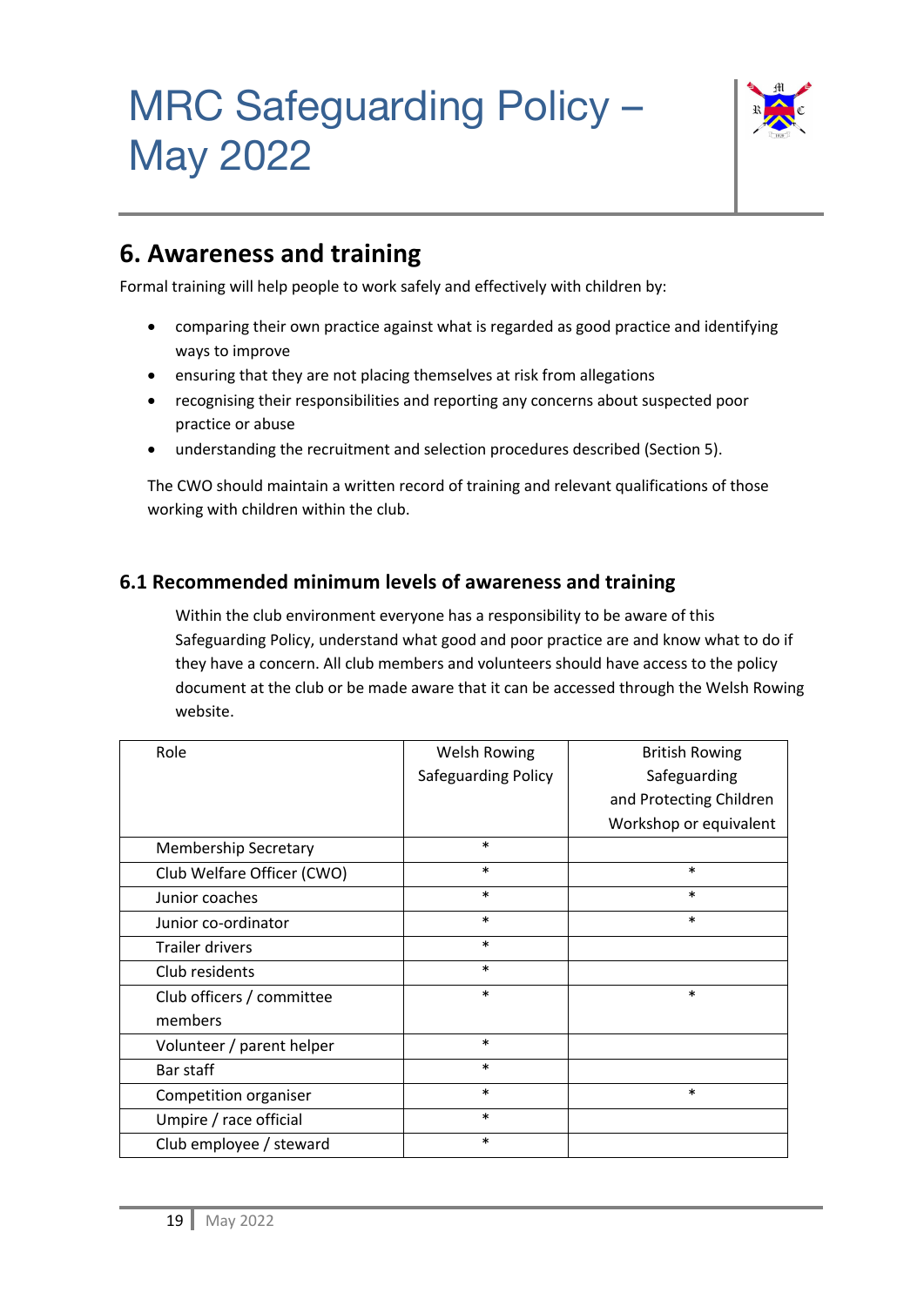## 6. Awareness and training

Formal training will help people to work safely and effectively with children by:

- comparing their own practice against what is regarded as good practice and identifying ways to improve
- ensuring that they are not placing themselves at risk from allegations
- recognising their responsibilities and reporting any concerns about suspected poor practice or abuse
- understanding the recruitment and selection procedures described (Section 5).

The CWO should maintain a written record of training and relevant qualifications of those working with children within the club.

### 6.1 Recommended minimum levels of awareness and training

Within the club environment everyone has a responsibility to be aware of this Safeguarding Policy, understand what good and poor practice are and know what to do if they have a concern. All club members and volunteers should have access to the policy document at the club or be made aware that it can be accessed through the Welsh Rowing website.

| Role | Welsh Rowing Safeguarding Policy | British Rowing Safeguarding and Protecting Children Workshop or equivalent |
|---|---|---|
| Membership Secretary | * | |
| Club Welfare Officer (CWO) | * | * |
| Junior coaches | * | * |
| Junior co-ordinator | * | * |
| Trailer drivers | * | |
| Club residents | * | |
| Club officers / committee members | * | * |
| Volunteer / parent helper | * | |
| Bar staff | * | |
| Competition organiser | * | * |
| Umpire / race official | * | |
| Club employee / steward | * | |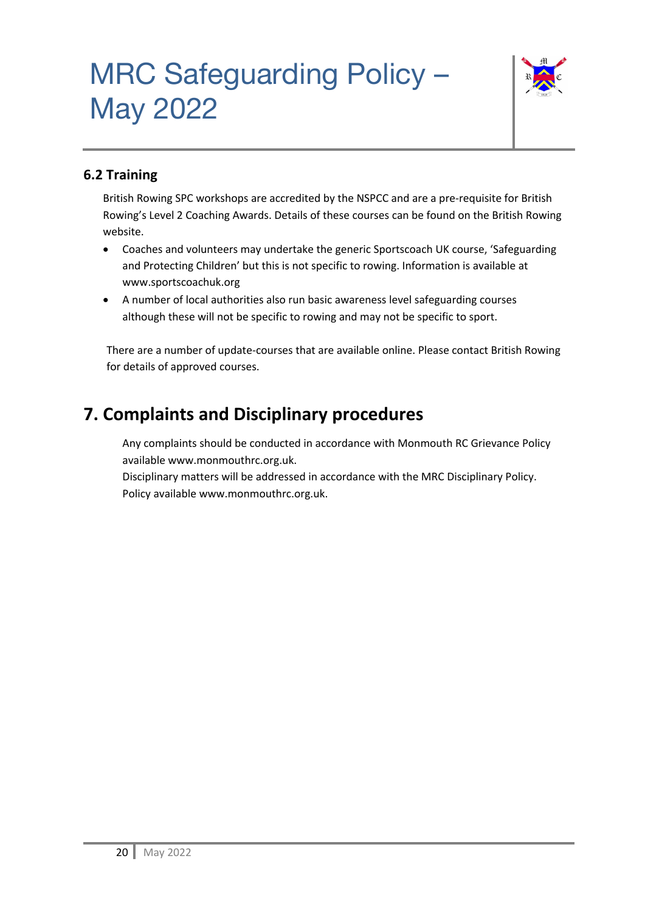### 6.2 Training

British Rowing SPC workshops are accredited by the NSPCC and are a pre-requisite for British Rowing's Level 2 Coaching Awards. Details of these courses can be found on the British Rowing website.

- Coaches and volunteers may undertake the generic Sportscoach UK course, 'Safeguarding and Protecting Children' but this is not specific to rowing. Information is available at www.sportscoachuk.org
- A number of local authorities also run basic awareness level safeguarding courses although these will not be specific to rowing and may not be specific to sport.

There are a number of update-courses that are available online. Please contact British Rowing for details of approved courses.

## 7. Complaints and Disciplinary procedures

Any complaints should be conducted in accordance with Monmouth RC Grievance Policy available www.monmouthrc.org.uk.

Disciplinary matters will be addressed in accordance with the MRC Disciplinary Policy. Policy available www.monmouthrc.org.uk.